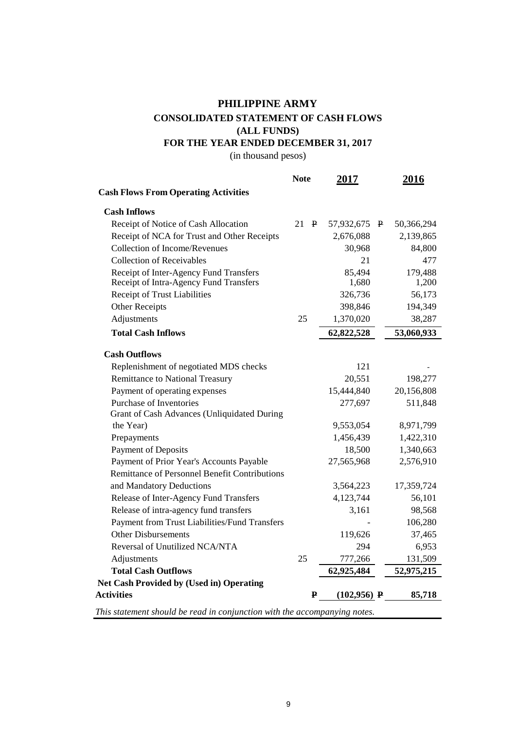# PHILIPPINE ARMY

## CONSOLIDATED STATEMENT OF CASH FLOWS

## (ALL FUNDS)

## FOR THE YEAR ENDED DECEMBER 31, 2017

(in thousand pesos)

| | Note | 2017 | 2016 |
|---|---|---|---|
| **Cash Flows From Operating Activities** | | | |
| **Cash Inflows** | | | |
| Receipt of Notice of Cash Allocation | 21 | ₱ 57,932,675 | ₱ 50,366,294 |
| Receipt of NCA for Trust and Other Receipts | | 2,676,088 | 2,139,865 |
| Collection of Income/Revenues | | 30,968 | 84,800 |
| Collection of Receivables | | 21 | 477 |
| Receipt of Inter-Agency Fund Transfers | | 85,494 | 179,488 |
| Receipt of Intra-Agency Fund Transfers | | 1,680 | 1,200 |
| Receipt of Trust Liabilities | | 326,736 | 56,173 |
| Other Receipts | | 398,846 | 194,349 |
| Adjustments | 25 | 1,370,020 | 38,287 |
| **Total Cash Inflows** | | **62,822,528** | **53,060,933** |
| **Cash Outflows** | | | |
| Replenishment of negotiated MDS checks | | 121 | - |
| Remittance to National Treasury | | 20,551 | 198,277 |
| Payment of operating expenses | | 15,444,840 | 20,156,808 |
| Purchase of Inventories | | 277,697 | 511,848 |
| Grant of Cash Advances (Unliquidated During the Year) | | 9,553,054 | 8,971,799 |
| Prepayments | | 1,456,439 | 1,422,310 |
| Payment of Deposits | | 18,500 | 1,340,663 |
| Payment of Prior Year's Accounts Payable | | 27,565,968 | 2,576,910 |
| Remittance of Personnel Benefit Contributions and Mandatory Deductions | | 3,564,223 | 17,359,724 |
| Release of Inter-Agency Fund Transfers | | 4,123,744 | 56,101 |
| Release of intra-agency fund transfers | | 3,161 | 98,568 |
| Payment from Trust Liabilities/Fund Transfers | | - | 106,280 |
| Other Disbursements | | 119,626 | 37,465 |
| Reversal of Unutilized NCA/NTA | | 294 | 6,953 |
| Adjustments | 25 | 777,266 | 131,509 |
| **Total Cash Outflows** | | **62,925,484** | **52,975,215** |
| **Net Cash Provided by (Used in) Operating Activities** | | **₱ (102,956)** | **₱ 85,718** |

*This statement should be read in conjunction with the accompanying notes.*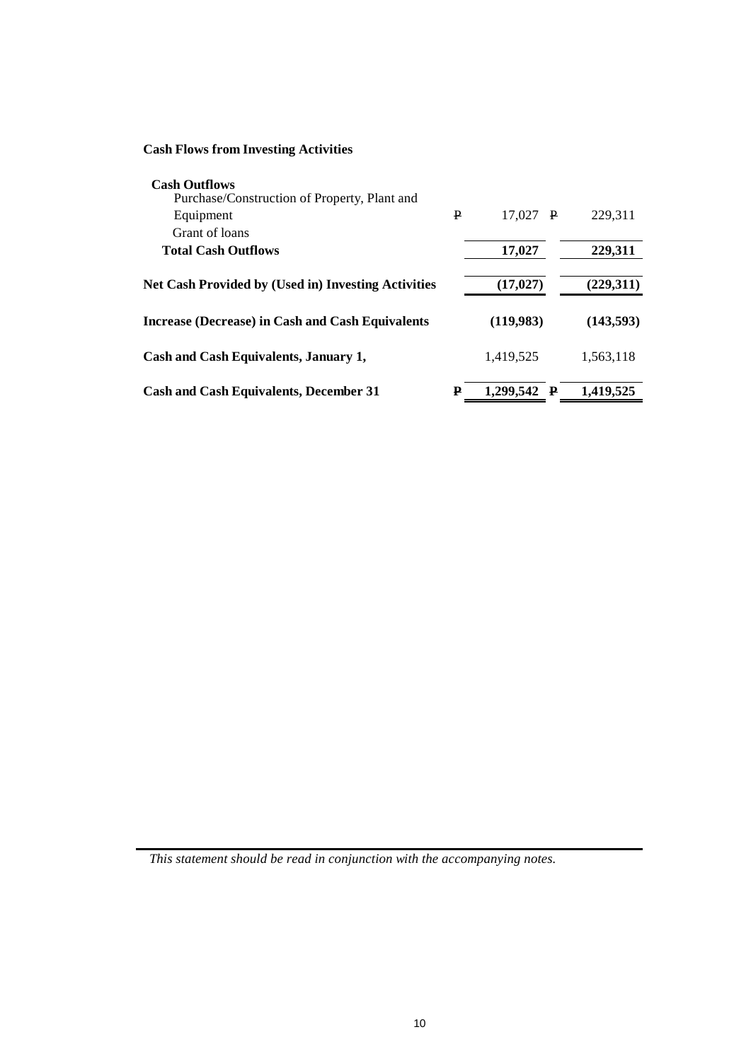**Cash Flows from Investing Activities**

| | | |
|---|---|---|
| **Cash Outflows** | | |
| Purchase/Construction of Property, Plant and Equipment | ₱ 17,027 | ₱ 229,311 |
| Grant of loans | | |
| **Total Cash Outflows** | **17,027** | **229,311** |
| **Net Cash Provided by (Used in) Investing Activities** | **(17,027)** | **(229,311)** |
| **Increase (Decrease) in Cash and Cash Equivalents** | **(119,983)** | **(143,593)** |
| **Cash and Cash Equivalents, January 1,** | 1,419,525 | 1,563,118 |
| **Cash and Cash Equivalents, December 31** | **₱ 1,299,542** | **₱ 1,419,525** |

*This statement should be read in conjunction with the accompanying notes.*